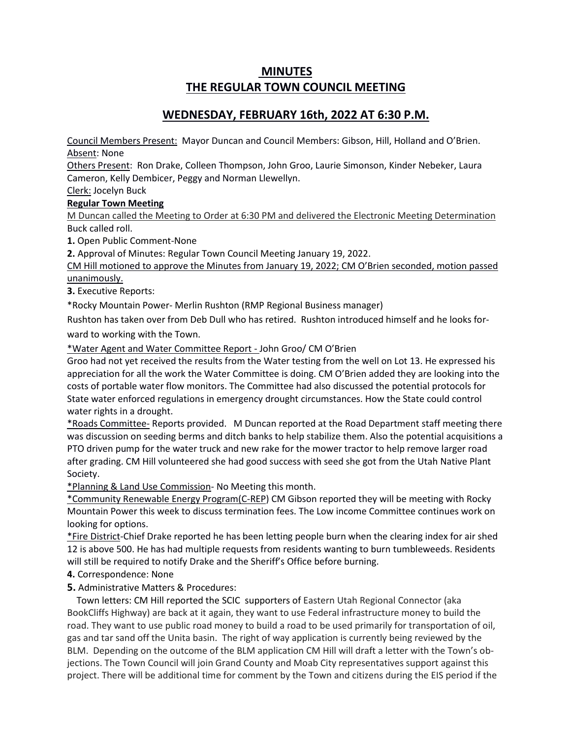# MINUTES
# THE REGULAR TOWN COUNCIL MEETING

## WEDNESDAY, FEBRUARY 16th, 2022 AT 6:30 P.M.

Council Members Present: Mayor Duncan and Council Members: Gibson, Hill, Holland and O'Brien.
Absent: None
Others Present: Ron Drake, Colleen Thompson, John Groo, Laurie Simonson, Kinder Nebeker, Laura Cameron, Kelly Dembicer, Peggy and Norman Llewellyn.
Clerk: Jocelyn Buck

**Regular Town Meeting**

M Duncan called the Meeting to Order at 6:30 PM and delivered the Electronic Meeting Determination
Buck called roll.

**1.** Open Public Comment-None

**2.** Approval of Minutes: Regular Town Council Meeting January 19, 2022.

CM Hill motioned to approve the Minutes from January 19, 2022; CM O'Brien seconded, motion passed unanimously.

**3.** Executive Reports:

*Rocky Mountain Power- Merlin Rushton (RMP Regional Business manager)

Rushton has taken over from Deb Dull who has retired. Rushton introduced himself and he looks forward to working with the Town.

*Water Agent and Water Committee Report - John Groo/ CM O'Brien

Groo had not yet received the results from the Water testing from the well on Lot 13. He expressed his appreciation for all the work the Water Committee is doing. CM O'Brien added they are looking into the costs of portable water flow monitors. The Committee had also discussed the potential protocols for State water enforced regulations in emergency drought circumstances. How the State could control water rights in a drought.

*Roads Committee- Reports provided. M Duncan reported at the Road Department staff meeting there was discussion on seeding berms and ditch banks to help stabilize them. Also the potential acquisitions a PTO driven pump for the water truck and new rake for the mower tractor to help remove larger road after grading. CM Hill volunteered she had good success with seed she got from the Utah Native Plant Society.

*Planning & Land Use Commission- No Meeting this month.

*Community Renewable Energy Program(C-REP) CM Gibson reported they will be meeting with Rocky Mountain Power this week to discuss termination fees. The Low income Committee continues work on looking for options.

*Fire District-Chief Drake reported he has been letting people burn when the clearing index for air shed 12 is above 500. He has had multiple requests from residents wanting to burn tumbleweeds. Residents will still be required to notify Drake and the Sheriff's Office before burning.

**4.** Correspondence: None

**5.** Administrative Matters & Procedures:

Town letters: CM Hill reported the SCIC supporters of Eastern Utah Regional Connector (aka BookCliffs Highway) are back at it again, they want to use Federal infrastructure money to build the road. They want to use public road money to build a road to be used primarily for transportation of oil, gas and tar sand off the Unita basin. The right of way application is currently being reviewed by the BLM. Depending on the outcome of the BLM application CM Hill will draft a letter with the Town's objections. The Town Council will join Grand County and Moab City representatives support against this project. There will be additional time for comment by the Town and citizens during the EIS period if the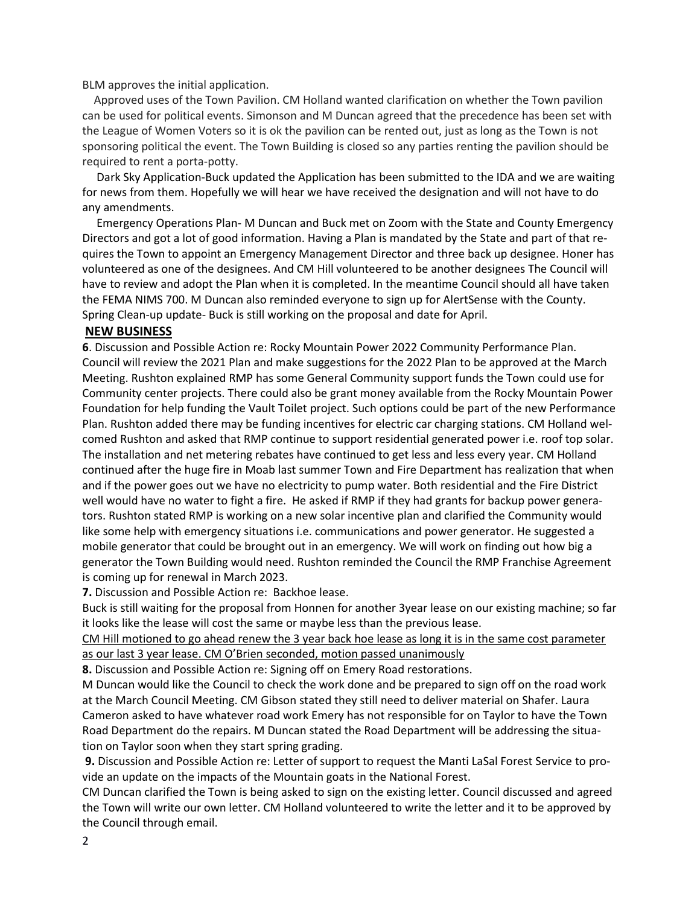BLM approves the initial application.

Approved uses of the Town Pavilion. CM Holland wanted clarification on whether the Town pavilion can be used for political events. Simonson and M Duncan agreed that the precedence has been set with the League of Women Voters so it is ok the pavilion can be rented out, just as long as the Town is not sponsoring political the event. The Town Building is closed so any parties renting the pavilion should be required to rent a porta-potty.

Dark Sky Application-Buck updated the Application has been submitted to the IDA and we are waiting for news from them. Hopefully we will hear we have received the designation and will not have to do any amendments.

Emergency Operations Plan- M Duncan and Buck met on Zoom with the State and County Emergency Directors and got a lot of good information. Having a Plan is mandated by the State and part of that requires the Town to appoint an Emergency Management Director and three back up designee. Honer has volunteered as one of the designees. And CM Hill volunteered to be another designees The Council will have to review and adopt the Plan when it is completed. In the meantime Council should all have taken the FEMA NIMS 700. M Duncan also reminded everyone to sign up for AlertSense with the County. Spring Clean-up update- Buck is still working on the proposal and date for April.

## NEW BUSINESS

**6**. Discussion and Possible Action re: Rocky Mountain Power 2022 Community Performance Plan. Council will review the 2021 Plan and make suggestions for the 2022 Plan to be approved at the March Meeting. Rushton explained RMP has some General Community support funds the Town could use for Community center projects. There could also be grant money available from the Rocky Mountain Power Foundation for help funding the Vault Toilet project. Such options could be part of the new Performance Plan. Rushton added there may be funding incentives for electric car charging stations. CM Holland welcomed Rushton and asked that RMP continue to support residential generated power i.e. roof top solar. The installation and net metering rebates have continued to get less and less every year. CM Holland continued after the huge fire in Moab last summer Town and Fire Department has realization that when and if the power goes out we have no electricity to pump water. Both residential and the Fire District well would have no water to fight a fire. He asked if RMP if they had grants for backup power generators. Rushton stated RMP is working on a new solar incentive plan and clarified the Community would like some help with emergency situations i.e. communications and power generator. He suggested a mobile generator that could be brought out in an emergency. We will work on finding out how big a generator the Town Building would need. Rushton reminded the Council the RMP Franchise Agreement is coming up for renewal in March 2023.

**7.** Discussion and Possible Action re: Backhoe lease.

Buck is still waiting for the proposal from Honnen for another 3year lease on our existing machine; so far it looks like the lease will cost the same or maybe less than the previous lease.

<u>CM Hill motioned to go ahead renew the 3 year back hoe lease as long it is in the same cost parameter as our last 3 year lease. CM O'Brien seconded, motion passed unanimously</u>

**8.** Discussion and Possible Action re: Signing off on Emery Road restorations.

M Duncan would like the Council to check the work done and be prepared to sign off on the road work at the March Council Meeting. CM Gibson stated they still need to deliver material on Shafer. Laura Cameron asked to have whatever road work Emery has not responsible for on Taylor to have the Town Road Department do the repairs. M Duncan stated the Road Department will be addressing the situation on Taylor soon when they start spring grading.

**9.** Discussion and Possible Action re: Letter of support to request the Manti LaSal Forest Service to provide an update on the impacts of the Mountain goats in the National Forest.

CM Duncan clarified the Town is being asked to sign on the existing letter. Council discussed and agreed the Town will write our own letter. CM Holland volunteered to write the letter and it to be approved by the Council through email.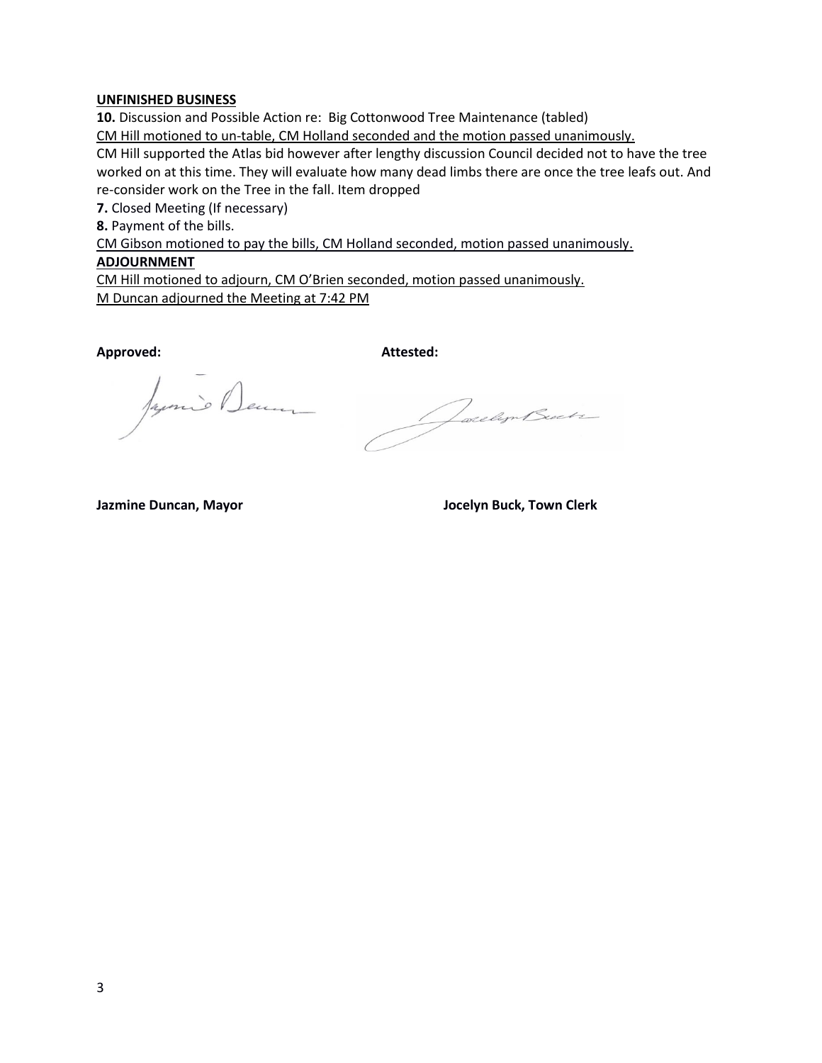**UNFINISHED BUSINESS**

**10.** Discussion and Possible Action re: Big Cottonwood Tree Maintenance (tabled)

CM Hill motioned to un-table, CM Holland seconded and the motion passed unanimously.

CM Hill supported the Atlas bid however after lengthy discussion Council decided not to have the tree worked on at this time. They will evaluate how many dead limbs there are once the tree leafs out. And re-consider work on the Tree in the fall. Item dropped

**7.** Closed Meeting (If necessary)

**8.** Payment of the bills.

CM Gibson motioned to pay the bills, CM Holland seconded, motion passed unanimously.

**ADJOURNMENT**

CM Hill motioned to adjourn, CM O'Brien seconded, motion passed unanimously.

M Duncan adjourned the Meeting at 7:42 PM

**Approved:** **Attested:**

**Jazmine Duncan, Mayor** **Jocelyn Buck, Town Clerk**